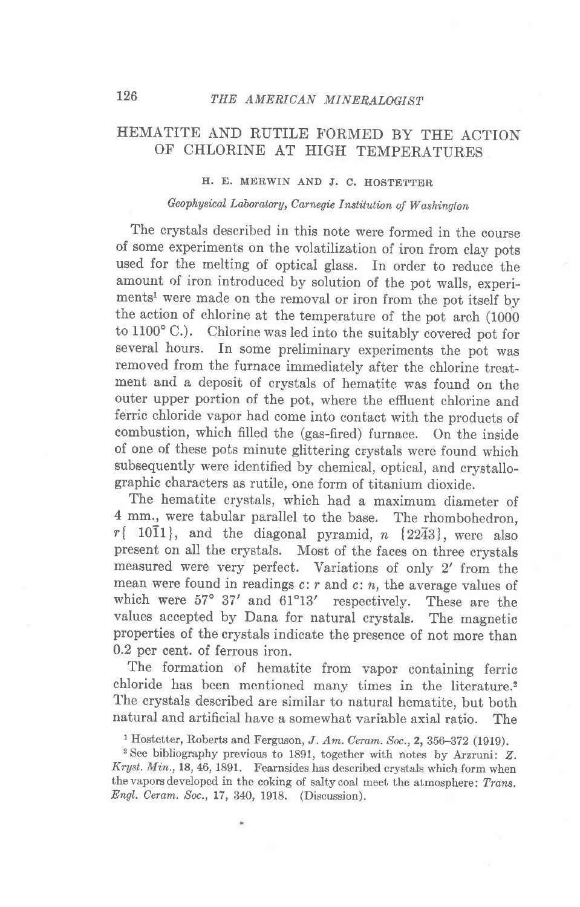# HEMATITE AND RUTILE FORMED BY THE ACTION OF CHLORINE AT HIGH TEMPERATURES

H. E. MERWIN AND J. C. HOSTETTER

*Geophysical Laboratory, Carnegie Institution of Washington*

The crystals described in this note were formed in the course of some experiments on the volatilization of iron from clay pots used for the melting of optical glass. In order to reduce the amount of iron introduced by solution of the pot walls, experiments[1] were made on the removal or iron from the pot itself by the action of chlorine at the temperature of the pot arch (1000 to 1100° C.). Chlorine was led into the suitably covered pot for several hours. In some preliminary experiments the pot was removed from the furnace immediately after the chlorine treatment and a deposit of crystals of hematite was found on the outer upper portion of the pot, where the effluent chlorine and ferric chloride vapor had come into contact with the products of combustion, which filled the (gas-fired) furnace. On the inside of one of these pots minute glittering crystals were found which subsequently were identified by chemical, optical, and crystallographic characters as rutile, one form of titanium dioxide.

The hematite crystals, which had a maximum diameter of 4 mm., were tabular parallel to the base. The rhombohedron, $r\{10\bar{1}1\}$, and the diagonal pyramid, $n\ \{22\bar{4}3\}$, were also present on all the crystals. Most of the faces on three crystals measured were very perfect. Variations of only 2′ from the mean were found in readings $c:r$ and $c:n$, the average values of which were 57° 37′ and 61°13′ respectively. These are the values accepted by Dana for natural crystals. The magnetic properties of the crystals indicate the presence of not more than 0.2 per cent. of ferrous iron.

The formation of hematite from vapor containing ferric chloride has been mentioned many times in the literature.[2] The crystals described are similar to natural hematite, but both natural and artificial have a somewhat variable axial ratio. The

[1] Hostetter, Roberts and Ferguson, *J. Am. Ceram. Soc.*, **2**, 356–372 (1919).

[2] See bibliography previous to 1891, together with notes by Arzruni: *Z. Kryst. Min.*, **18**, 46, 1891. Fearnsides has described crystals which form when the vapors developed in the coking of salty coal meet the atmosphere: *Trans. Engl. Ceram. Soc.*, **17**, 340, 1918. (Discussion).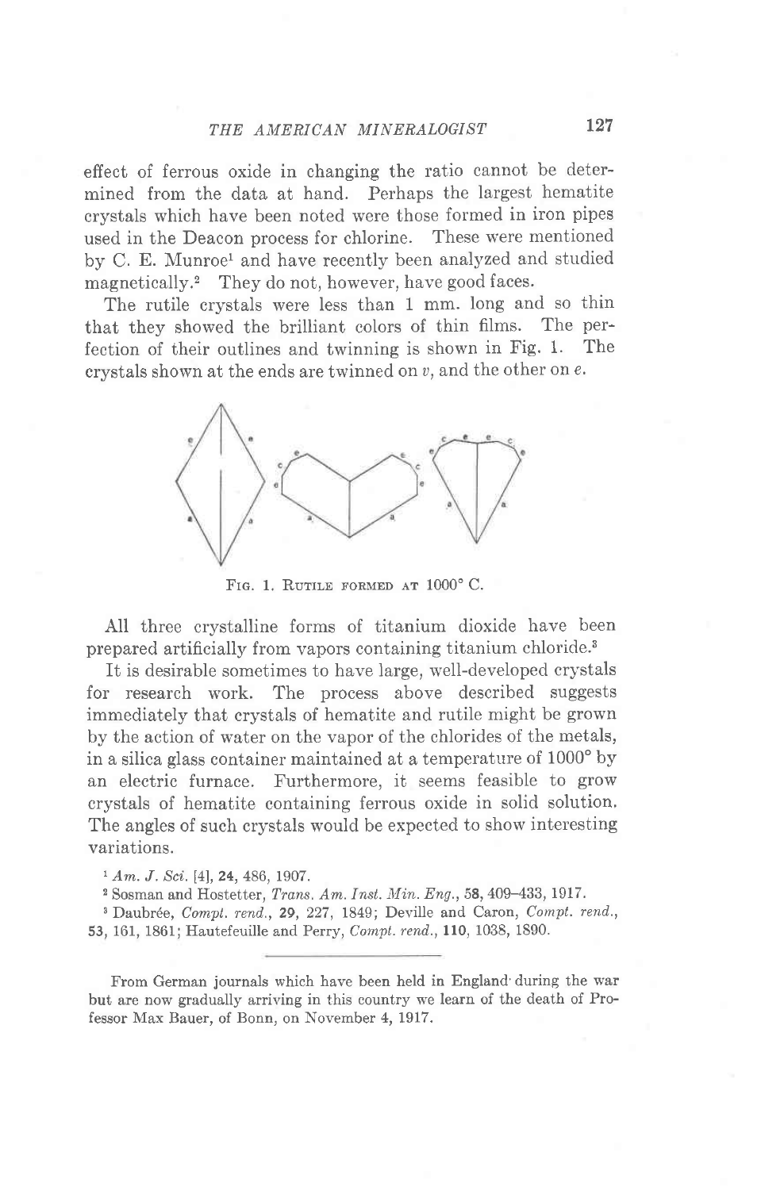effect of ferrous oxide in changing the ratio cannot be determined from the data at hand. Perhaps the largest hematite crystals which have been noted were those formed in iron pipes used in the Deacon process for chlorine. These were mentioned by C. E. Munroe[1] and have recently been analyzed and studied magnetically.[2] They do not, however, have good faces.

The rutile crystals were less than 1 mm. long and so thin that they showed the brilliant colors of thin films. The perfection of their outlines and twinning is shown in Fig. 1. The crystals shown at the ends are twinned on *v*, and the other on *e*.

e e a a c e e c e e a a c e e c e e a a

Fig. 1. Rutile formed at 1000° C.

All three crystalline forms of titanium dioxide have been prepared artificially from vapors containing titanium chloride.[3]

It is desirable sometimes to have large, well-developed crystals for research work. The process above described suggests immediately that crystals of hematite and rutile might be grown by the action of water on the vapor of the chlorides of the metals, in a silica glass container maintained at a temperature of 1000° by an electric furnace. Furthermore, it seems feasible to grow crystals of hematite containing ferrous oxide in solid solution. The angles of such crystals would be expected to show interesting variations.

[1] *Am. J. Sci.* [4], **24**, 486, 1907.

[2] Sosman and Hostetter, *Trans. Am. Inst. Min. Eng.*, **58**, 409–433, 1917.

[3] Daubrée, *Compt. rend.*, **29**, 227, 1849; Deville and Caron, *Compt. rend.*, **53**, 161, 1861; Hautefeuille and Perry, *Compt. rend.*, **110**, 1038, 1890.

---

From German journals which have been held in England during the war but are now gradually arriving in this country we learn of the death of Professor Max Bauer, of Bonn, on November 4, 1917.